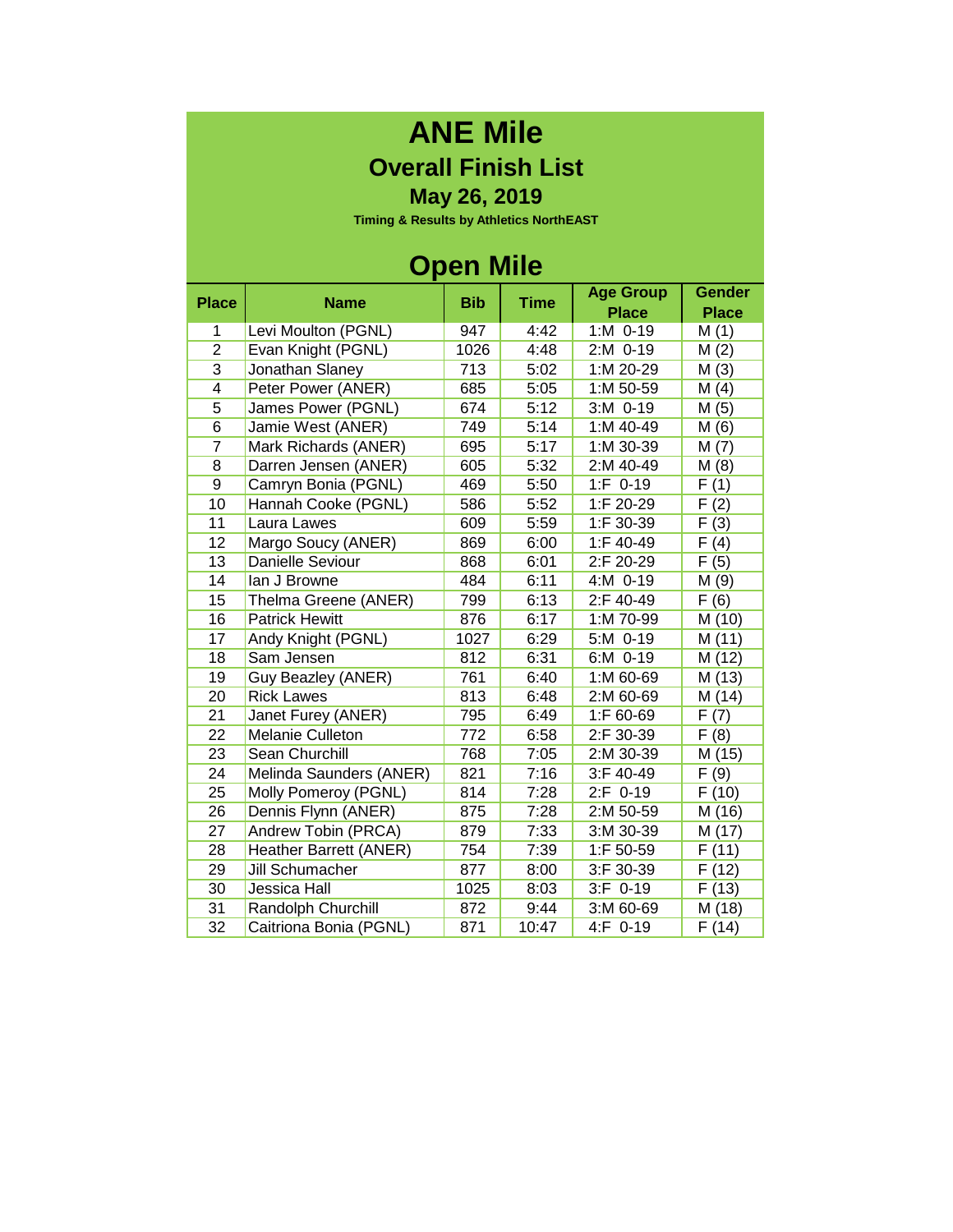# ANE Mile

## Overall Finish List

### May 26, 2019

**Timing & Results by Athletics NorthEAST**

## Open Mile

| Place | Name | Bib | Time | Age Group Place | Gender Place |
|---|---|---|---|---|---|
| 1 | Levi Moulton (PGNL) | 947 | 4:42 | 1:M 0-19 | M (1) |
| 2 | Evan Knight (PGNL) | 1026 | 4:48 | 2:M 0-19 | M (2) |
| 3 | Jonathan Slaney | 713 | 5:02 | 1:M 20-29 | M (3) |
| 4 | Peter Power (ANER) | 685 | 5:05 | 1:M 50-59 | M (4) |
| 5 | James Power (PGNL) | 674 | 5:12 | 3:M 0-19 | M (5) |
| 6 | Jamie West (ANER) | 749 | 5:14 | 1:M 40-49 | M (6) |
| 7 | Mark Richards (ANER) | 695 | 5:17 | 1:M 30-39 | M (7) |
| 8 | Darren Jensen (ANER) | 605 | 5:32 | 2:M 40-49 | M (8) |
| 9 | Camryn Bonia (PGNL) | 469 | 5:50 | 1:F 0-19 | F (1) |
| 10 | Hannah Cooke (PGNL) | 586 | 5:52 | 1:F 20-29 | F (2) |
| 11 | Laura Lawes | 609 | 5:59 | 1:F 30-39 | F (3) |
| 12 | Margo Soucy (ANER) | 869 | 6:00 | 1:F 40-49 | F (4) |
| 13 | Danielle Seviour | 868 | 6:01 | 2:F 20-29 | F (5) |
| 14 | Ian J Browne | 484 | 6:11 | 4:M 0-19 | M (9) |
| 15 | Thelma Greene (ANER) | 799 | 6:13 | 2:F 40-49 | F (6) |
| 16 | Patrick Hewitt | 876 | 6:17 | 1:M 70-99 | M (10) |
| 17 | Andy Knight (PGNL) | 1027 | 6:29 | 5:M 0-19 | M (11) |
| 18 | Sam Jensen | 812 | 6:31 | 6:M 0-19 | M (12) |
| 19 | Guy Beazley (ANER) | 761 | 6:40 | 1:M 60-69 | M (13) |
| 20 | Rick Lawes | 813 | 6:48 | 2:M 60-69 | M (14) |
| 21 | Janet Furey (ANER) | 795 | 6:49 | 1:F 60-69 | F (7) |
| 22 | Melanie Culleton | 772 | 6:58 | 2:F 30-39 | F (8) |
| 23 | Sean Churchill | 768 | 7:05 | 2:M 30-39 | M (15) |
| 24 | Melinda Saunders (ANER) | 821 | 7:16 | 3:F 40-49 | F (9) |
| 25 | Molly Pomeroy (PGNL) | 814 | 7:28 | 2:F 0-19 | F (10) |
| 26 | Dennis Flynn (ANER) | 875 | 7:28 | 2:M 50-59 | M (16) |
| 27 | Andrew Tobin (PRCA) | 879 | 7:33 | 3:M 30-39 | M (17) |
| 28 | Heather Barrett (ANER) | 754 | 7:39 | 1:F 50-59 | F (11) |
| 29 | Jill Schumacher | 877 | 8:00 | 3:F 30-39 | F (12) |
| 30 | Jessica Hall | 1025 | 8:03 | 3:F 0-19 | F (13) |
| 31 | Randolph Churchill | 872 | 9:44 | 3:M 60-69 | M (18) |
| 32 | Caitriona Bonia (PGNL) | 871 | 10:47 | 4:F 0-19 | F (14) |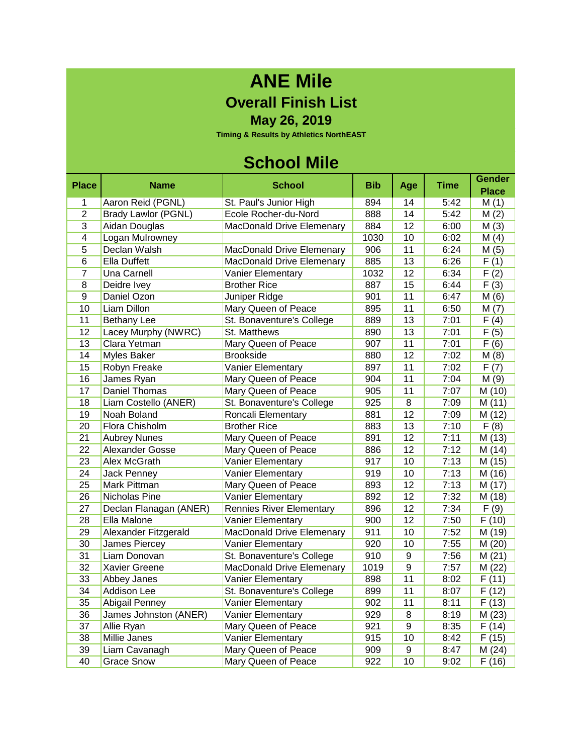# ANE Mile

## Overall Finish List

### May 26, 2019

**Timing & Results by Athletics NorthEAST**

## School Mile

| Place | Name | School | Bib | Age | Time | Gender Place |
|---|---|---|---|---|---|---|
| 1 | Aaron Reid (PGNL) | St. Paul's Junior High | 894 | 14 | 5:42 | M (1) |
| 2 | Brady Lawlor (PGNL) | Ecole Rocher-du-Nord | 888 | 14 | 5:42 | M (2) |
| 3 | Aidan Douglas | MacDonald Drive Elemenary | 884 | 12 | 6:00 | M (3) |
| 4 | Logan Mulrowney | | 1030 | 10 | 6:02 | M (4) |
| 5 | Declan Walsh | MacDonald Drive Elemenary | 906 | 11 | 6:24 | M (5) |
| 6 | Ella Duffett | MacDonald Drive Elemenary | 885 | 13 | 6:26 | F (1) |
| 7 | Una Carnell | Vanier Elementary | 1032 | 12 | 6:34 | F (2) |
| 8 | Deidre Ivey | Brother Rice | 887 | 15 | 6:44 | F (3) |
| 9 | Daniel Ozon | Juniper Ridge | 901 | 11 | 6:47 | M (6) |
| 10 | Liam Dillon | Mary Queen of Peace | 895 | 11 | 6:50 | M (7) |
| 11 | Bethany Lee | St. Bonaventure's College | 889 | 13 | 7:01 | F (4) |
| 12 | Lacey Murphy (NWRC) | St. Matthews | 890 | 13 | 7:01 | F (5) |
| 13 | Clara Yetman | Mary Queen of Peace | 907 | 11 | 7:01 | F (6) |
| 14 | Myles Baker | Brookside | 880 | 12 | 7:02 | M (8) |
| 15 | Robyn Freake | Vanier Elementary | 897 | 11 | 7:02 | F (7) |
| 16 | James Ryan | Mary Queen of Peace | 904 | 11 | 7:04 | M (9) |
| 17 | Daniel Thomas | Mary Queen of Peace | 905 | 11 | 7:07 | M (10) |
| 18 | Liam Costello (ANER) | St. Bonaventure's College | 925 | 8 | 7:09 | M (11) |
| 19 | Noah Boland | Roncali Elementary | 881 | 12 | 7:09 | M (12) |
| 20 | Flora Chisholm | Brother Rice | 883 | 13 | 7:10 | F (8) |
| 21 | Aubrey Nunes | Mary Queen of Peace | 891 | 12 | 7:11 | M (13) |
| 22 | Alexander Gosse | Mary Queen of Peace | 886 | 12 | 7:12 | M (14) |
| 23 | Alex McGrath | Vanier Elementary | 917 | 10 | 7:13 | M (15) |
| 24 | Jack Penney | Vanier Elementary | 919 | 10 | 7:13 | M (16) |
| 25 | Mark Pittman | Mary Queen of Peace | 893 | 12 | 7:13 | M (17) |
| 26 | Nicholas Pine | Vanier Elementary | 892 | 12 | 7:32 | M (18) |
| 27 | Declan Flanagan (ANER) | Rennies River Elementary | 896 | 12 | 7:34 | F (9) |
| 28 | Ella Malone | Vanier Elementary | 900 | 12 | 7:50 | F (10) |
| 29 | Alexander Fitzgerald | MacDonald Drive Elemenary | 911 | 10 | 7:52 | M (19) |
| 30 | James Piercey | Vanier Elementary | 920 | 10 | 7:55 | M (20) |
| 31 | Liam Donovan | St. Bonaventure's College | 910 | 9 | 7:56 | M (21) |
| 32 | Xavier Greene | MacDonald Drive Elemenary | 1019 | 9 | 7:57 | M (22) |
| 33 | Abbey Janes | Vanier Elementary | 898 | 11 | 8:02 | F (11) |
| 34 | Addison Lee | St. Bonaventure's College | 899 | 11 | 8:07 | F (12) |
| 35 | Abigail Penney | Vanier Elementary | 902 | 11 | 8:11 | F (13) |
| 36 | James Johnston (ANER) | Vanier Elementary | 929 | 8 | 8:19 | M (23) |
| 37 | Allie Ryan | Mary Queen of Peace | 921 | 9 | 8:35 | F (14) |
| 38 | Millie Janes | Vanier Elementary | 915 | 10 | 8:42 | F (15) |
| 39 | Liam Cavanagh | Mary Queen of Peace | 909 | 9 | 8:47 | M (24) |
| 40 | Grace Snow | Mary Queen of Peace | 922 | 10 | 9:02 | F (16) |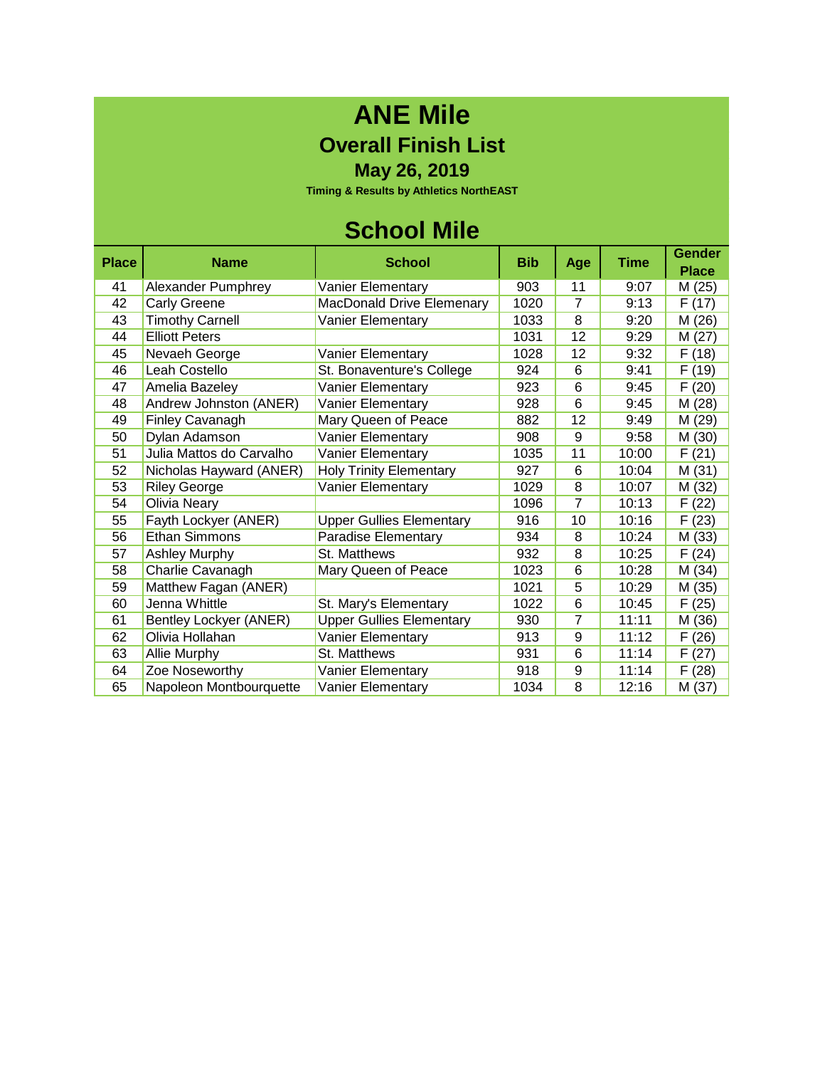# ANE Mile

## Overall Finish List

### May 26, 2019

**Timing & Results by Athletics NorthEAST**

## School Mile

| Place | Name | School | Bib | Age | Time | Gender Place |
|---|---|---|---|---|---|---|
| 41 | Alexander Pumphrey | Vanier Elementary | 903 | 11 | 9:07 | M (25) |
| 42 | Carly Greene | MacDonald Drive Elemenary | 1020 | 7 | 9:13 | F (17) |
| 43 | Timothy Carnell | Vanier Elementary | 1033 | 8 | 9:20 | M (26) |
| 44 | Elliott Peters | | 1031 | 12 | 9:29 | M (27) |
| 45 | Nevaeh George | Vanier Elementary | 1028 | 12 | 9:32 | F (18) |
| 46 | Leah Costello | St. Bonaventure's College | 924 | 6 | 9:41 | F (19) |
| 47 | Amelia Bazeley | Vanier Elementary | 923 | 6 | 9:45 | F (20) |
| 48 | Andrew Johnston (ANER) | Vanier Elementary | 928 | 6 | 9:45 | M (28) |
| 49 | Finley Cavanagh | Mary Queen of Peace | 882 | 12 | 9:49 | M (29) |
| 50 | Dylan Adamson | Vanier Elementary | 908 | 9 | 9:58 | M (30) |
| 51 | Julia Mattos do Carvalho | Vanier Elementary | 1035 | 11 | 10:00 | F (21) |
| 52 | Nicholas Hayward (ANER) | Holy Trinity Elementary | 927 | 6 | 10:04 | M (31) |
| 53 | Riley George | Vanier Elementary | 1029 | 8 | 10:07 | M (32) |
| 54 | Olivia Neary | | 1096 | 7 | 10:13 | F (22) |
| 55 | Fayth Lockyer (ANER) | Upper Gullies Elementary | 916 | 10 | 10:16 | F (23) |
| 56 | Ethan Simmons | Paradise Elementary | 934 | 8 | 10:24 | M (33) |
| 57 | Ashley Murphy | St. Matthews | 932 | 8 | 10:25 | F (24) |
| 58 | Charlie Cavanagh | Mary Queen of Peace | 1023 | 6 | 10:28 | M (34) |
| 59 | Matthew Fagan (ANER) | | 1021 | 5 | 10:29 | M (35) |
| 60 | Jenna Whittle | St. Mary's Elementary | 1022 | 6 | 10:45 | F (25) |
| 61 | Bentley Lockyer (ANER) | Upper Gullies Elementary | 930 | 7 | 11:11 | M (36) |
| 62 | Olivia Hollahan | Vanier Elementary | 913 | 9 | 11:12 | F (26) |
| 63 | Allie Murphy | St. Matthews | 931 | 6 | 11:14 | F (27) |
| 64 | Zoe Noseworthy | Vanier Elementary | 918 | 9 | 11:14 | F (28) |
| 65 | Napoleon Montbourquette | Vanier Elementary | 1034 | 8 | 12:16 | M (37) |